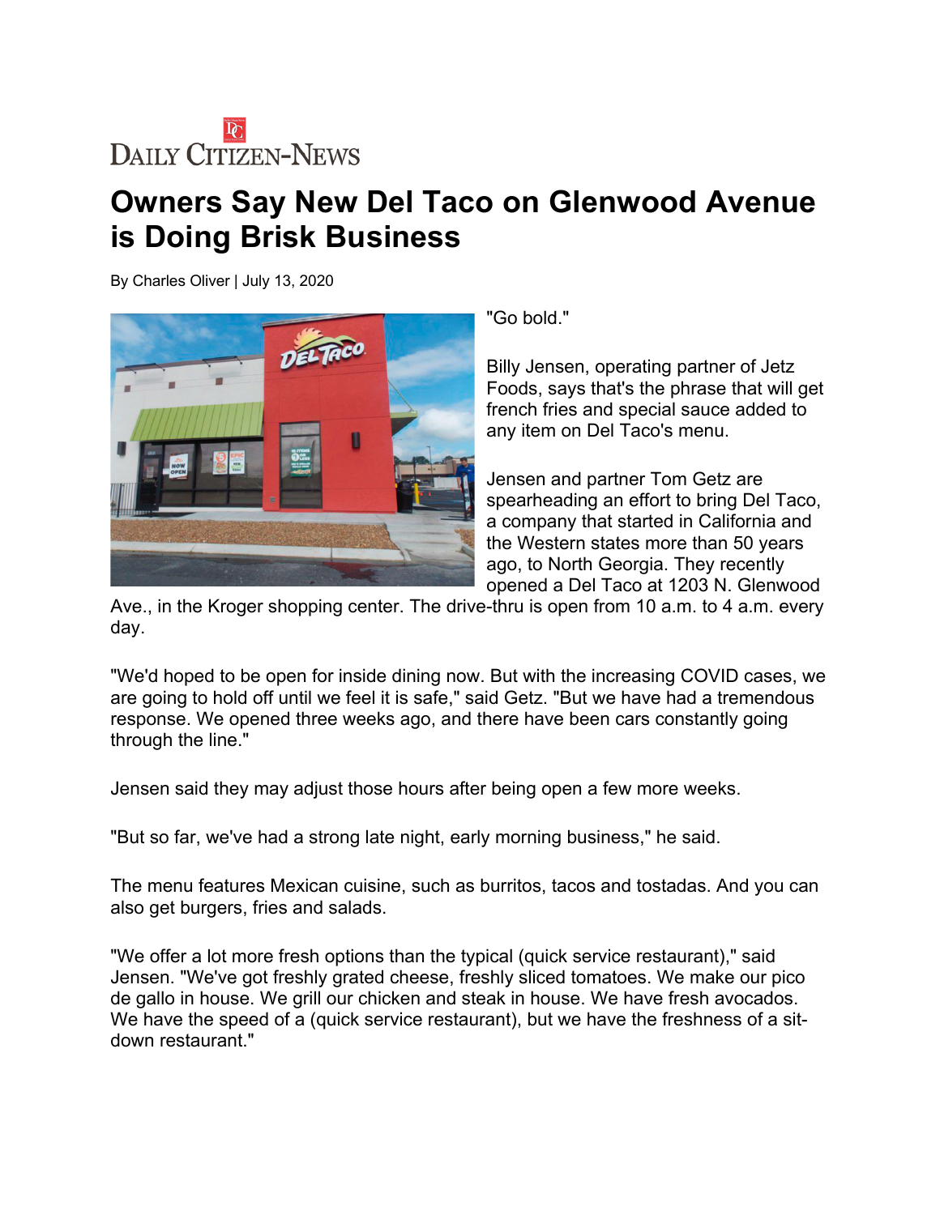Daily Citizen-News

# Owners Say New Del Taco on Glenwood Avenue is Doing Brisk Business

By Charles Oliver | July 13, 2020

"Go bold."

Billy Jensen, operating partner of Jetz Foods, says that's the phrase that will get french fries and special sauce added to any item on Del Taco's menu.

Jensen and partner Tom Getz are spearheading an effort to bring Del Taco, a company that started in California and the Western states more than 50 years ago, to North Georgia. They recently opened a Del Taco at 1203 N. Glenwood Ave., in the Kroger shopping center. The drive-thru is open from 10 a.m. to 4 a.m. every day.

"We'd hoped to be open for inside dining now. But with the increasing COVID cases, we are going to hold off until we feel it is safe," said Getz. "But we have had a tremendous response. We opened three weeks ago, and there have been cars constantly going through the line."

Jensen said they may adjust those hours after being open a few more weeks.

"But so far, we've had a strong late night, early morning business," he said.

The menu features Mexican cuisine, such as burritos, tacos and tostadas. And you can also get burgers, fries and salads.

"We offer a lot more fresh options than the typical (quick service restaurant)," said Jensen. "We've got freshly grated cheese, freshly sliced tomatoes. We make our pico de gallo in house. We grill our chicken and steak in house. We have fresh avocados. We have the speed of a (quick service restaurant), but we have the freshness of a sit-down restaurant."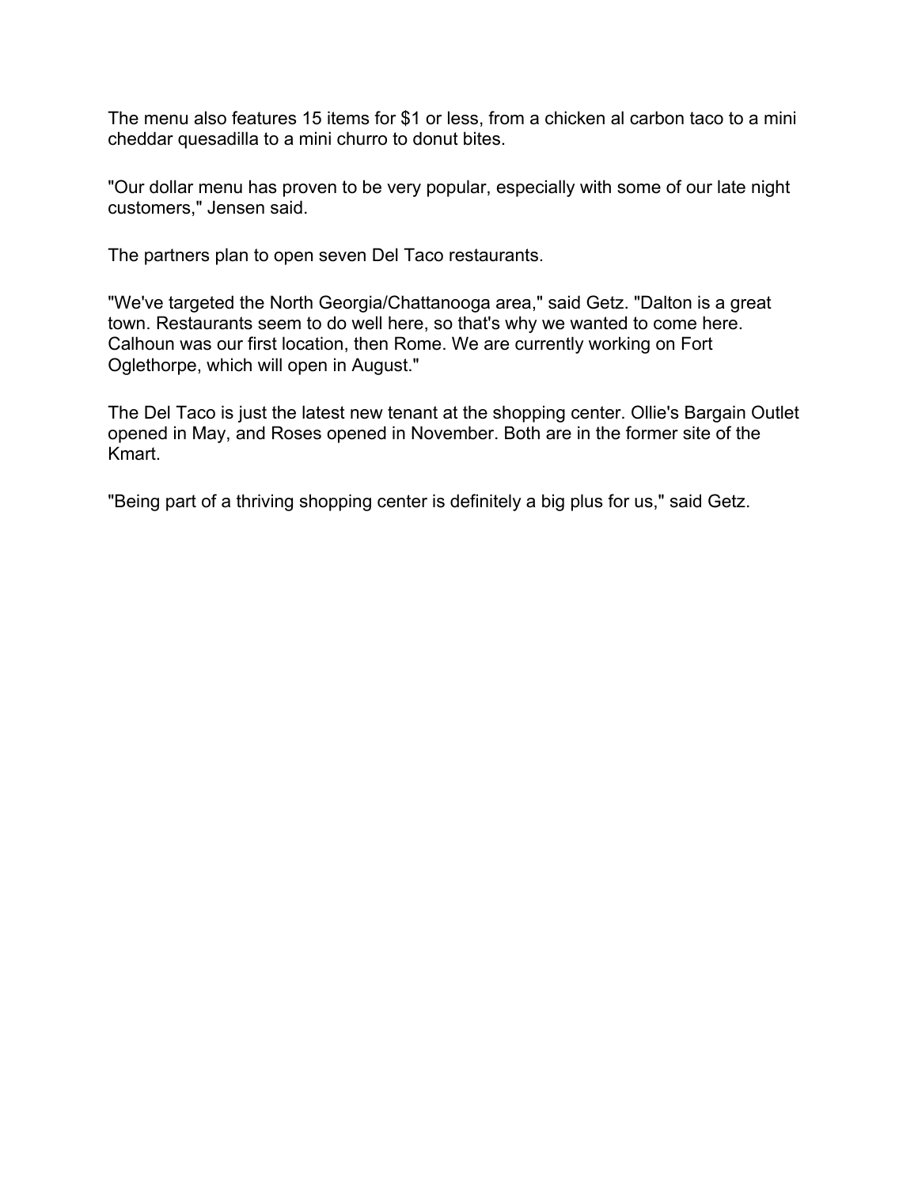The menu also features 15 items for $1 or less, from a chicken al carbon taco to a mini cheddar quesadilla to a mini churro to donut bites.

"Our dollar menu has proven to be very popular, especially with some of our late night customers," Jensen said.

The partners plan to open seven Del Taco restaurants.

"We've targeted the North Georgia/Chattanooga area," said Getz. "Dalton is a great town. Restaurants seem to do well here, so that's why we wanted to come here. Calhoun was our first location, then Rome. We are currently working on Fort Oglethorpe, which will open in August."

The Del Taco is just the latest new tenant at the shopping center. Ollie's Bargain Outlet opened in May, and Roses opened in November. Both are in the former site of the Kmart.

"Being part of a thriving shopping center is definitely a big plus for us," said Getz.